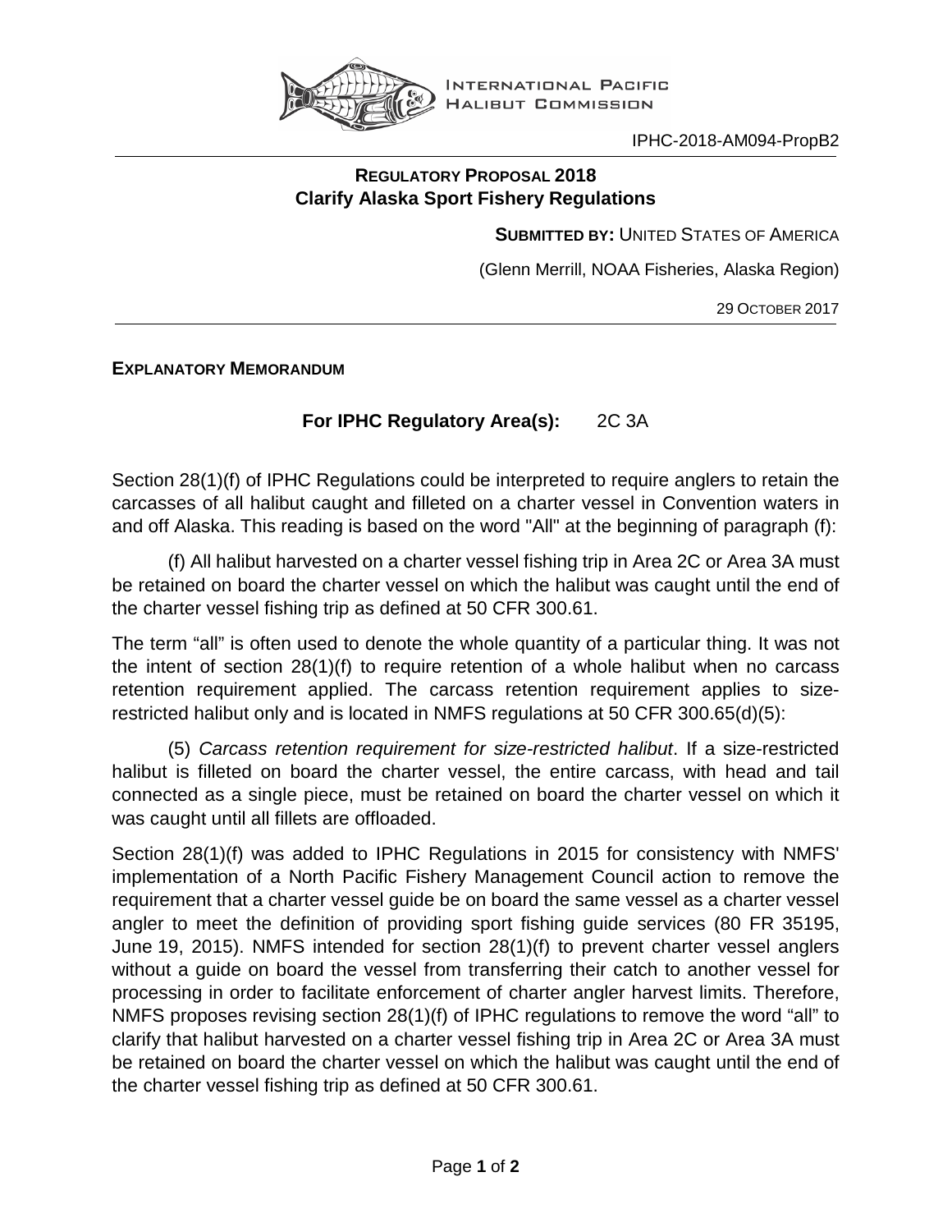INTERNATIONAL PACIFIC HALIBUT COMMISSION

IPHC-2018-AM094-PropB2

## REGULATORY PROPOSAL 2018
## Clarify Alaska Sport Fishery Regulations

**SUBMITTED BY:** UNITED STATES OF AMERICA

(Glenn Merrill, NOAA Fisheries, Alaska Region)

29 OCTOBER 2017

**EXPLANATORY MEMORANDUM**

**For IPHC Regulatory Area(s):** 2C 3A

Section 28(1)(f) of IPHC Regulations could be interpreted to require anglers to retain the carcasses of all halibut caught and filleted on a charter vessel in Convention waters in and off Alaska. This reading is based on the word "All" at the beginning of paragraph (f):

> (f) All halibut harvested on a charter vessel fishing trip in Area 2C or Area 3A must be retained on board the charter vessel on which the halibut was caught until the end of the charter vessel fishing trip as defined at 50 CFR 300.61.

The term "all" is often used to denote the whole quantity of a particular thing. It was not the intent of section 28(1)(f) to require retention of a whole halibut when no carcass retention requirement applied. The carcass retention requirement applies to size-restricted halibut only and is located in NMFS regulations at 50 CFR 300.65(d)(5):

> (5) *Carcass retention requirement for size-restricted halibut*. If a size-restricted halibut is filleted on board the charter vessel, the entire carcass, with head and tail connected as a single piece, must be retained on board the charter vessel on which it was caught until all fillets are offloaded.

Section 28(1)(f) was added to IPHC Regulations in 2015 for consistency with NMFS' implementation of a North Pacific Fishery Management Council action to remove the requirement that a charter vessel guide be on board the same vessel as a charter vessel angler to meet the definition of providing sport fishing guide services (80 FR 35195, June 19, 2015). NMFS intended for section 28(1)(f) to prevent charter vessel anglers without a guide on board the vessel from transferring their catch to another vessel for processing in order to facilitate enforcement of charter angler harvest limits. Therefore, NMFS proposes revising section 28(1)(f) of IPHC regulations to remove the word "all" to clarify that halibut harvested on a charter vessel fishing trip in Area 2C or Area 3A must be retained on board the charter vessel on which the halibut was caught until the end of the charter vessel fishing trip as defined at 50 CFR 300.61.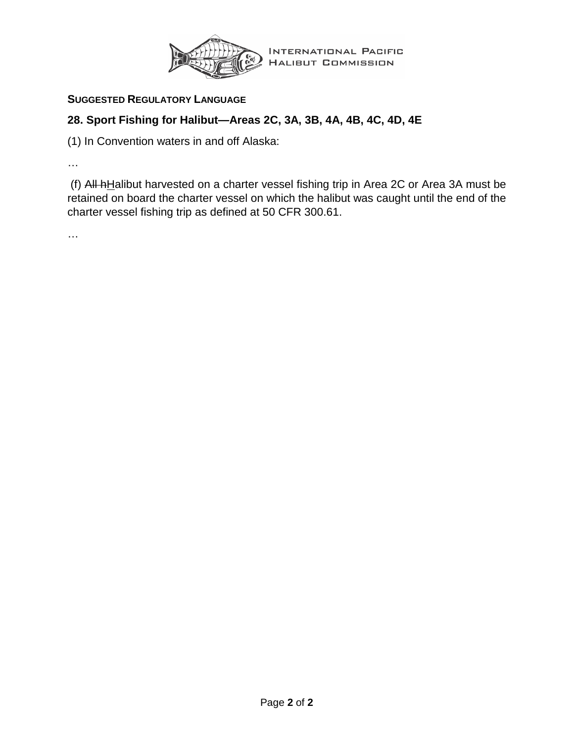**SUGGESTED REGULATORY LANGUAGE**

**28. Sport Fishing for Halibut—Areas 2C, 3A, 3B, 4A, 4B, 4C, 4D, 4E**

(1) In Convention waters in and off Alaska:

…

(f) ~~All h~~Halibut harvested on a charter vessel fishing trip in Area 2C or Area 3A must be retained on board the charter vessel on which the halibut was caught until the end of the charter vessel fishing trip as defined at 50 CFR 300.61.

…